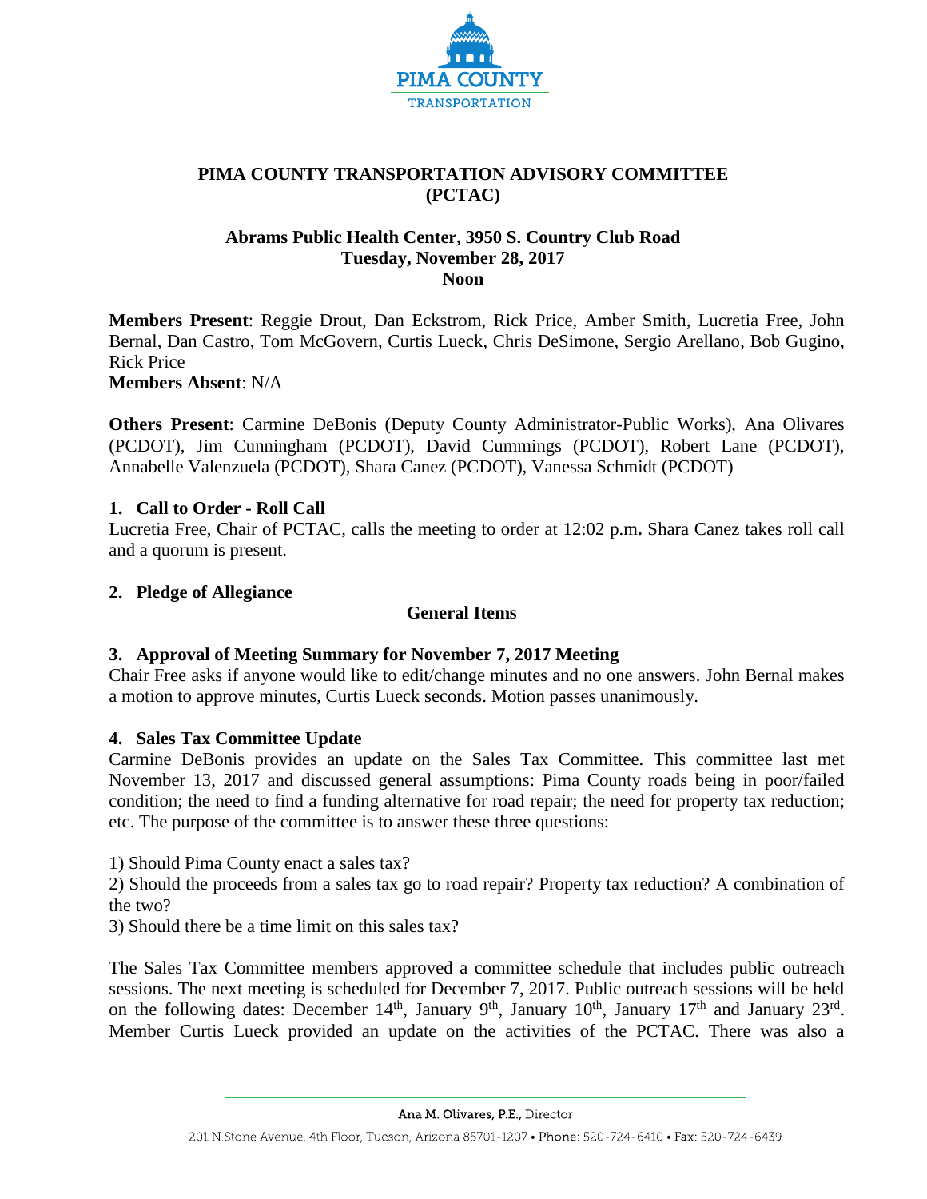# PIMA COUNTY TRANSPORTATION ADVISORY COMMITTEE (PCTAC)

**Abrams Public Health Center, 3950 S. Country Club Road**
**Tuesday, November 28, 2017**
**Noon**

**Members Present**: Reggie Drout, Dan Eckstrom, Rick Price, Amber Smith, Lucretia Free, John Bernal, Dan Castro, Tom McGovern, Curtis Lueck, Chris DeSimone, Sergio Arellano, Bob Gugino, Rick Price
**Members Absent**: N/A

**Others Present**: Carmine DeBonis (Deputy County Administrator-Public Works), Ana Olivares (PCDOT), Jim Cunningham (PCDOT), David Cummings (PCDOT), Robert Lane (PCDOT), Annabelle Valenzuela (PCDOT), Shara Canez (PCDOT), Vanessa Schmidt (PCDOT)

### 1. Call to Order - Roll Call

Lucretia Free, Chair of PCTAC, calls the meeting to order at 12:02 p.m**.** Shara Canez takes roll call and a quorum is present.

### 2. Pledge of Allegiance

**General Items**

### 3. Approval of Meeting Summary for November 7, 2017 Meeting

Chair Free asks if anyone would like to edit/change minutes and no one answers. John Bernal makes a motion to approve minutes, Curtis Lueck seconds. Motion passes unanimously.

### 4. Sales Tax Committee Update

Carmine DeBonis provides an update on the Sales Tax Committee. This committee last met November 13, 2017 and discussed general assumptions: Pima County roads being in poor/failed condition; the need to find a funding alternative for road repair; the need for property tax reduction; etc. The purpose of the committee is to answer these three questions:

1) Should Pima County enact a sales tax?
2) Should the proceeds from a sales tax go to road repair? Property tax reduction? A combination of the two?
3) Should there be a time limit on this sales tax?

The Sales Tax Committee members approved a committee schedule that includes public outreach sessions. The next meeting is scheduled for December 7, 2017. Public outreach sessions will be held on the following dates: December 14th, January 9th, January 10th, January 17th and January 23rd. Member Curtis Lueck provided an update on the activities of the PCTAC. There was also a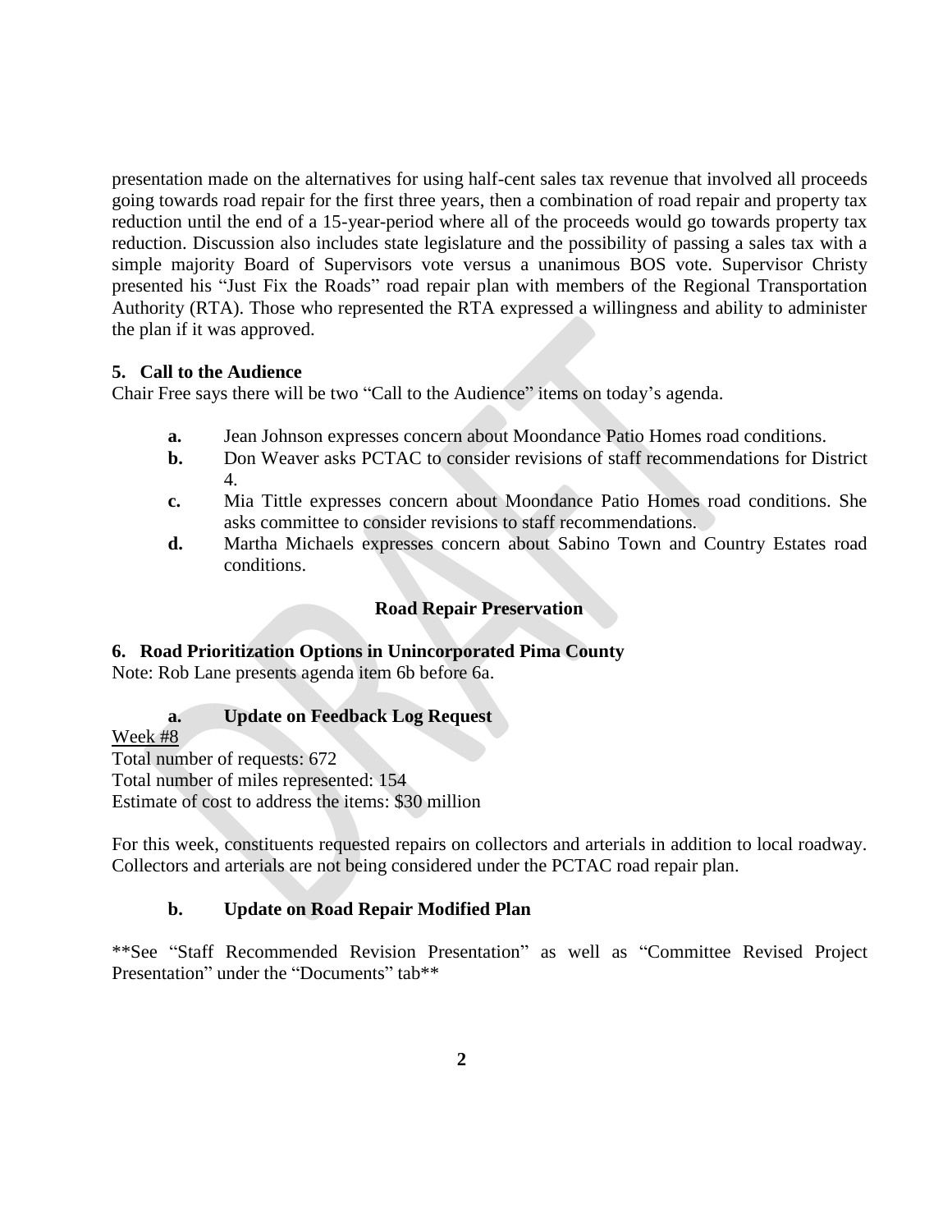presentation made on the alternatives for using half-cent sales tax revenue that involved all proceeds going towards road repair for the first three years, then a combination of road repair and property tax reduction until the end of a 15-year-period where all of the proceeds would go towards property tax reduction. Discussion also includes state legislature and the possibility of passing a sales tax with a simple majority Board of Supervisors vote versus a unanimous BOS vote. Supervisor Christy presented his "Just Fix the Roads" road repair plan with members of the Regional Transportation Authority (RTA). Those who represented the RTA expressed a willingness and ability to administer the plan if it was approved.

**5. Call to the Audience**

Chair Free says there will be two "Call to the Audience" items on today's agenda.

- **a.** Jean Johnson expresses concern about Moondance Patio Homes road conditions.
- **b.** Don Weaver asks PCTAC to consider revisions of staff recommendations for District 4.
- **c.** Mia Tittle expresses concern about Moondance Patio Homes road conditions. She asks committee to consider revisions to staff recommendations.
- **d.** Martha Michaels expresses concern about Sabino Town and Country Estates road conditions.

**Road Repair Preservation**

**6. Road Prioritization Options in Unincorporated Pima County**

Note: Rob Lane presents agenda item 6b before 6a.

**a. Update on Feedback Log Request**

Week #8
Total number of requests: 672
Total number of miles represented: 154
Estimate of cost to address the items: $30 million

For this week, constituents requested repairs on collectors and arterials in addition to local roadway. Collectors and arterials are not being considered under the PCTAC road repair plan.

**b. Update on Road Repair Modified Plan**

**See "Staff Recommended Revision Presentation" as well as "Committee Revised Project Presentation" under the "Documents" tab**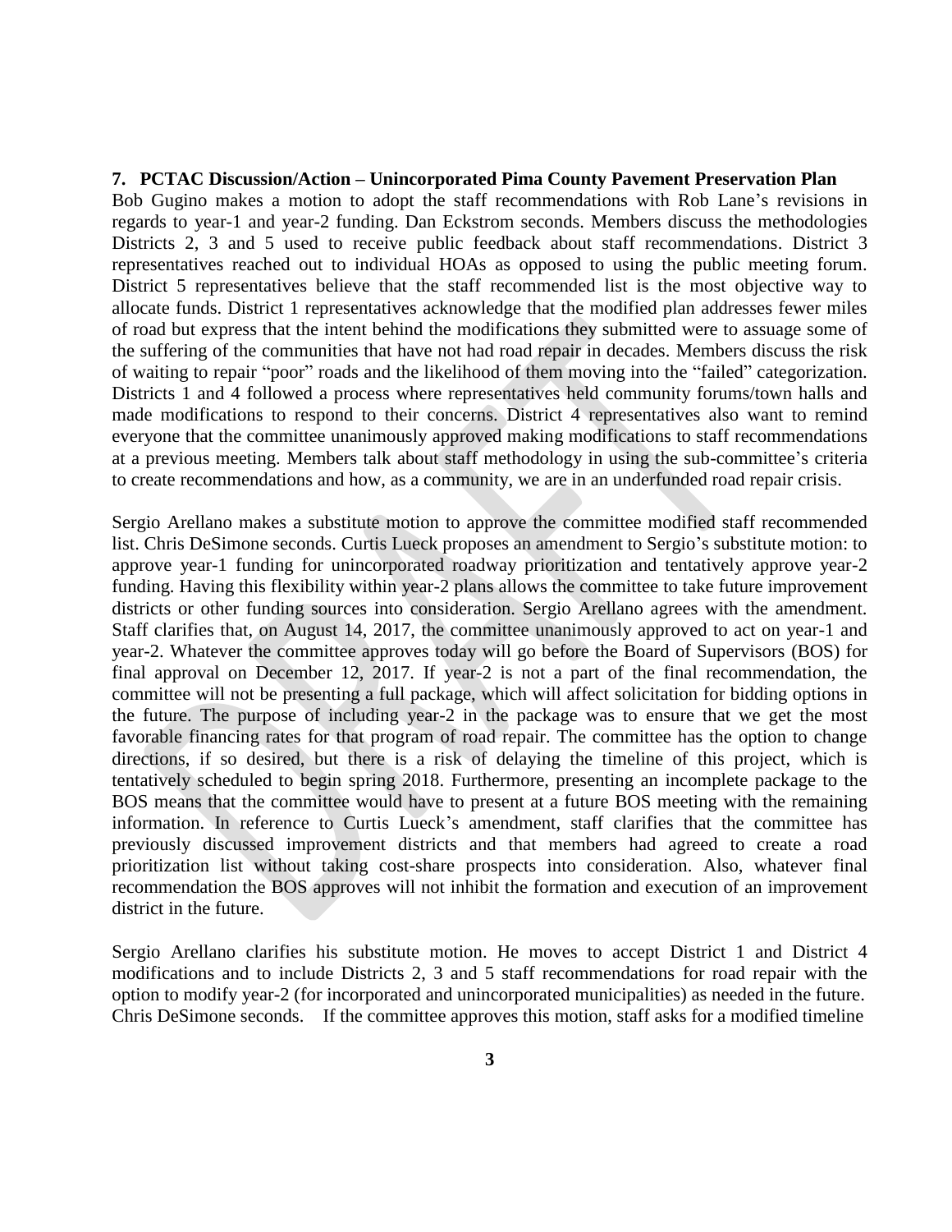**7. PCTAC Discussion/Action – Unincorporated Pima County Pavement Preservation Plan**

Bob Gugino makes a motion to adopt the staff recommendations with Rob Lane's revisions in regards to year-1 and year-2 funding. Dan Eckstrom seconds. Members discuss the methodologies Districts 2, 3 and 5 used to receive public feedback about staff recommendations. District 3 representatives reached out to individual HOAs as opposed to using the public meeting forum. District 5 representatives believe that the staff recommended list is the most objective way to allocate funds. District 1 representatives acknowledge that the modified plan addresses fewer miles of road but express that the intent behind the modifications they submitted were to assuage some of the suffering of the communities that have not had road repair in decades. Members discuss the risk of waiting to repair "poor" roads and the likelihood of them moving into the "failed" categorization. Districts 1 and 4 followed a process where representatives held community forums/town halls and made modifications to respond to their concerns. District 4 representatives also want to remind everyone that the committee unanimously approved making modifications to staff recommendations at a previous meeting. Members talk about staff methodology in using the sub-committee's criteria to create recommendations and how, as a community, we are in an underfunded road repair crisis.

Sergio Arellano makes a substitute motion to approve the committee modified staff recommended list. Chris DeSimone seconds. Curtis Lueck proposes an amendment to Sergio's substitute motion: to approve year-1 funding for unincorporated roadway prioritization and tentatively approve year-2 funding. Having this flexibility within year-2 plans allows the committee to take future improvement districts or other funding sources into consideration. Sergio Arellano agrees with the amendment. Staff clarifies that, on August 14, 2017, the committee unanimously approved to act on year-1 and year-2. Whatever the committee approves today will go before the Board of Supervisors (BOS) for final approval on December 12, 2017. If year-2 is not a part of the final recommendation, the committee will not be presenting a full package, which will affect solicitation for bidding options in the future. The purpose of including year-2 in the package was to ensure that we get the most favorable financing rates for that program of road repair. The committee has the option to change directions, if so desired, but there is a risk of delaying the timeline of this project, which is tentatively scheduled to begin spring 2018. Furthermore, presenting an incomplete package to the BOS means that the committee would have to present at a future BOS meeting with the remaining information. In reference to Curtis Lueck's amendment, staff clarifies that the committee has previously discussed improvement districts and that members had agreed to create a road prioritization list without taking cost-share prospects into consideration. Also, whatever final recommendation the BOS approves will not inhibit the formation and execution of an improvement district in the future.

Sergio Arellano clarifies his substitute motion. He moves to accept District 1 and District 4 modifications and to include Districts 2, 3 and 5 staff recommendations for road repair with the option to modify year-2 (for incorporated and unincorporated municipalities) as needed in the future. Chris DeSimone seconds. If the committee approves this motion, staff asks for a modified timeline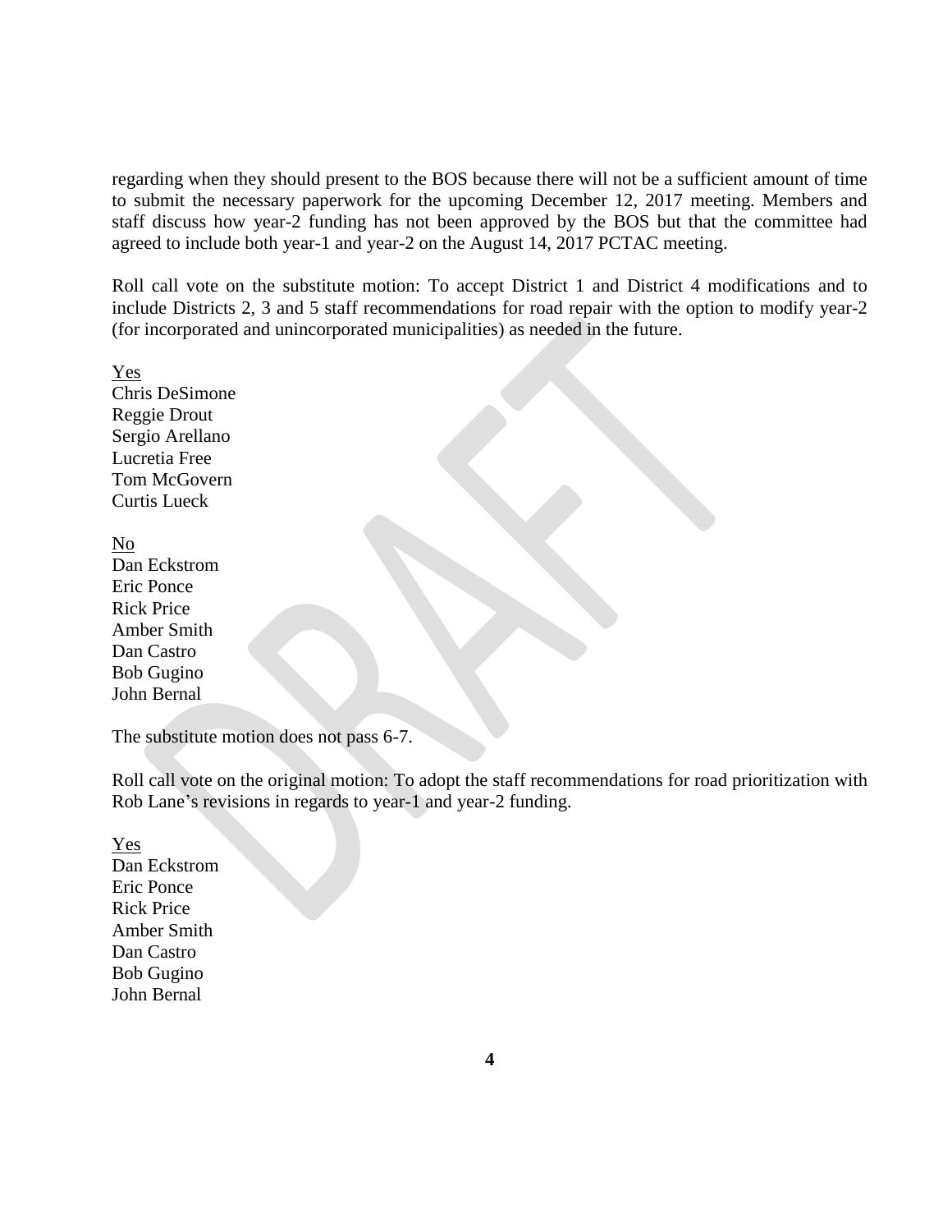regarding when they should present to the BOS because there will not be a sufficient amount of time to submit the necessary paperwork for the upcoming December 12, 2017 meeting. Members and staff discuss how year-2 funding has not been approved by the BOS but that the committee had agreed to include both year-1 and year-2 on the August 14, 2017 PCTAC meeting.

Roll call vote on the substitute motion: To accept District 1 and District 4 modifications and to include Districts 2, 3 and 5 staff recommendations for road repair with the option to modify year-2 (for incorporated and unincorporated municipalities) as needed in the future.

<u>Yes</u>
Chris DeSimone
Reggie Drout
Sergio Arellano
Lucretia Free
Tom McGovern
Curtis Lueck

<u>No</u>
Dan Eckstrom
Eric Ponce
Rick Price
Amber Smith
Dan Castro
Bob Gugino
John Bernal

The substitute motion does not pass 6-7.

Roll call vote on the original motion: To adopt the staff recommendations for road prioritization with Rob Lane's revisions in regards to year-1 and year-2 funding.

<u>Yes</u>
Dan Eckstrom
Eric Ponce
Rick Price
Amber Smith
Dan Castro
Bob Gugino
John Bernal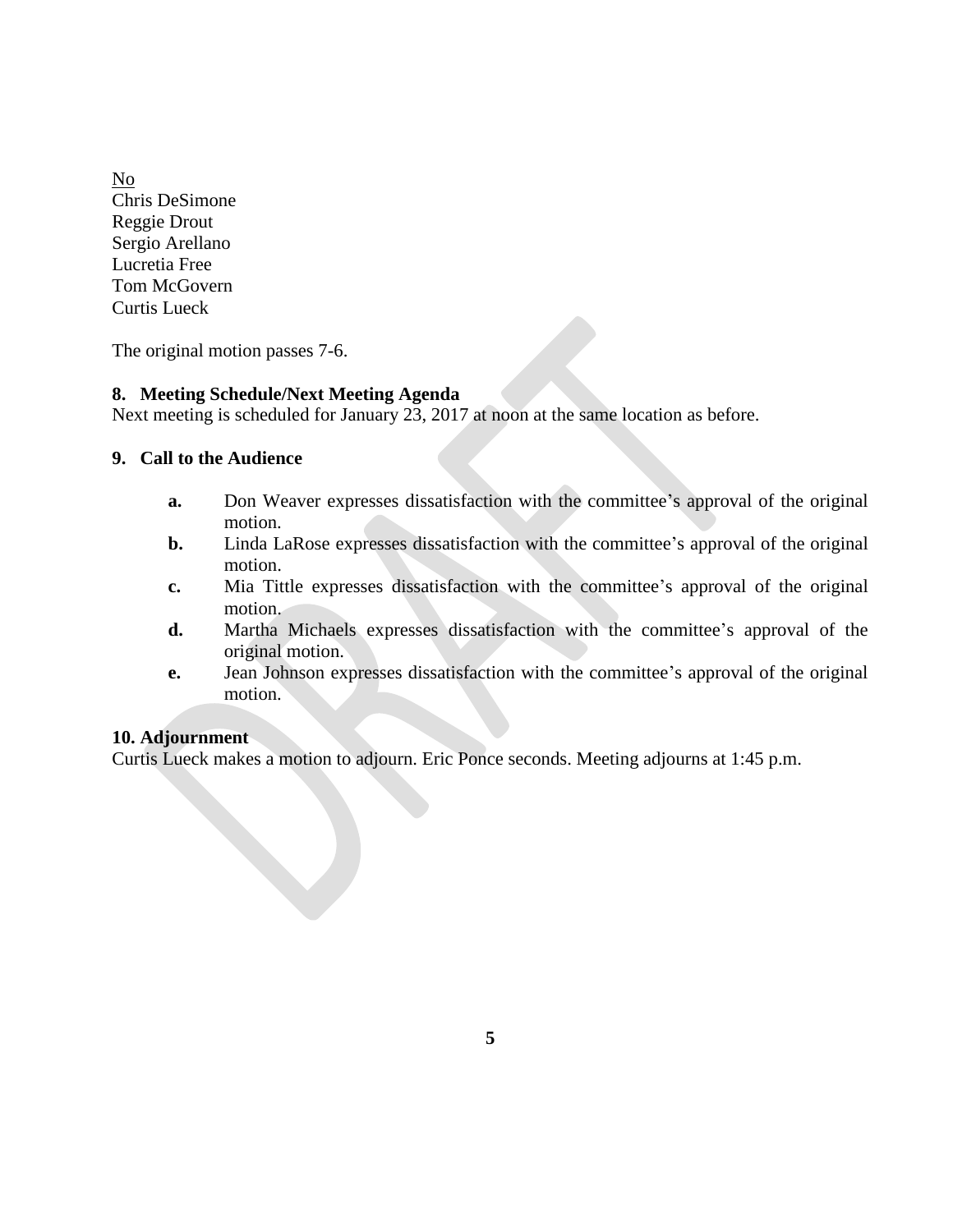No
Chris DeSimone
Reggie Drout
Sergio Arellano
Lucretia Free
Tom McGovern
Curtis Lueck

The original motion passes 7-6.

**8. Meeting Schedule/Next Meeting Agenda**
Next meeting is scheduled for January 23, 2017 at noon at the same location as before.

**9. Call to the Audience**

- **a.** Don Weaver expresses dissatisfaction with the committee's approval of the original motion.
- **b.** Linda LaRose expresses dissatisfaction with the committee's approval of the original motion.
- **c.** Mia Tittle expresses dissatisfaction with the committee's approval of the original motion.
- **d.** Martha Michaels expresses dissatisfaction with the committee's approval of the original motion.
- **e.** Jean Johnson expresses dissatisfaction with the committee's approval of the original motion.

**10. Adjournment**
Curtis Lueck makes a motion to adjourn. Eric Ponce seconds. Meeting adjourns at 1:45 p.m.